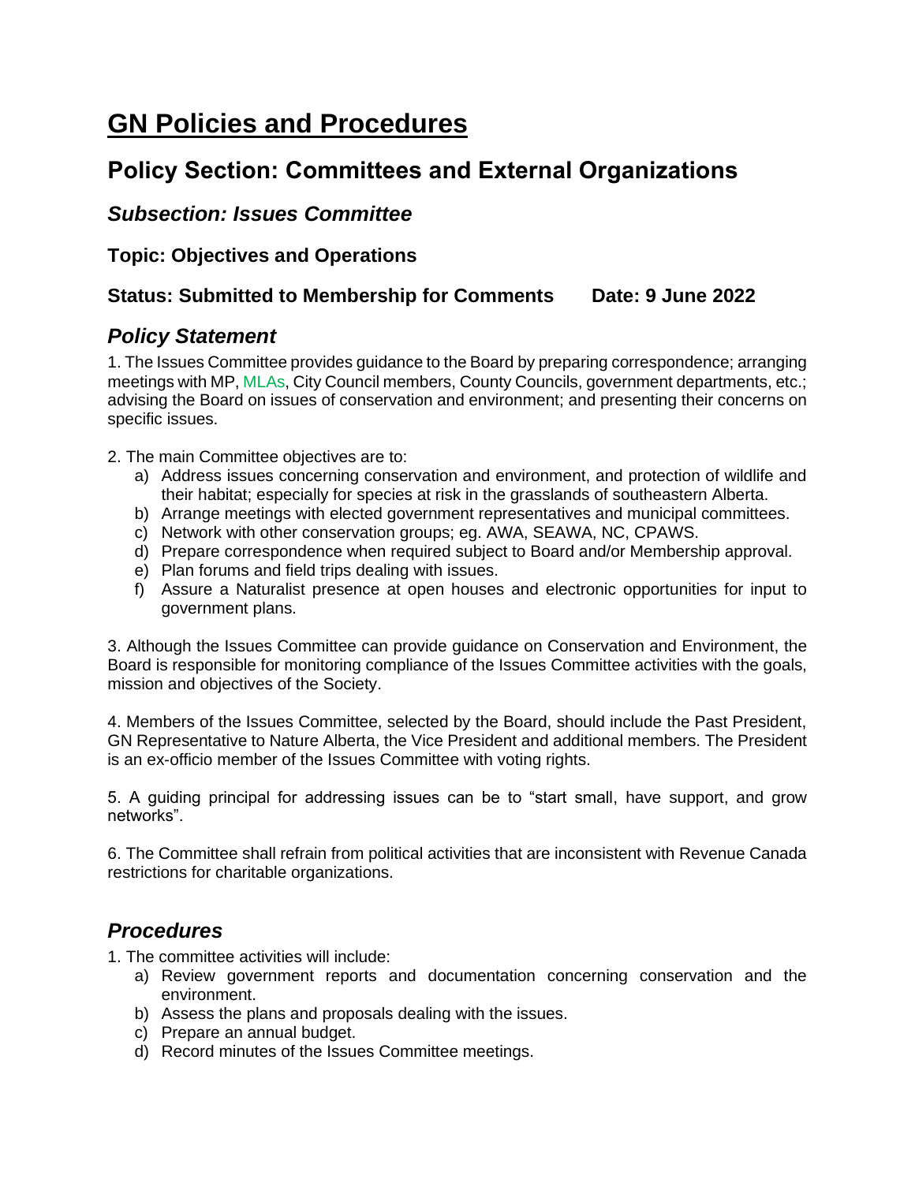# GN Policies and Procedures

## Policy Section: Committees and External Organizations

### *Subsection: Issues Committee*

#### Topic: Objectives and Operations

#### Status: Submitted to Membership for Comments    Date: 9 June 2022

## *Policy Statement*

1. The Issues Committee provides guidance to the Board by preparing correspondence; arranging meetings with MP, MLAs, City Council members, County Councils, government departments, etc.; advising the Board on issues of conservation and environment; and presenting their concerns on specific issues.

2. The main Committee objectives are to:
   a) Address issues concerning conservation and environment, and protection of wildlife and their habitat; especially for species at risk in the grasslands of southeastern Alberta.
   b) Arrange meetings with elected government representatives and municipal committees.
   c) Network with other conservation groups; eg. AWA, SEAWA, NC, CPAWS.
   d) Prepare correspondence when required subject to Board and/or Membership approval.
   e) Plan forums and field trips dealing with issues.
   f) Assure a Naturalist presence at open houses and electronic opportunities for input to government plans.

3. Although the Issues Committee can provide guidance on Conservation and Environment, the Board is responsible for monitoring compliance of the Issues Committee activities with the goals, mission and objectives of the Society.

4. Members of the Issues Committee, selected by the Board, should include the Past President, GN Representative to Nature Alberta, the Vice President and additional members. The President is an ex-officio member of the Issues Committee with voting rights.

5. A guiding principal for addressing issues can be to "start small, have support, and grow networks".

6. The Committee shall refrain from political activities that are inconsistent with Revenue Canada restrictions for charitable organizations.

## *Procedures*

1. The committee activities will include:
   a) Review government reports and documentation concerning conservation and the environment.
   b) Assess the plans and proposals dealing with the issues.
   c) Prepare an annual budget.
   d) Record minutes of the Issues Committee meetings.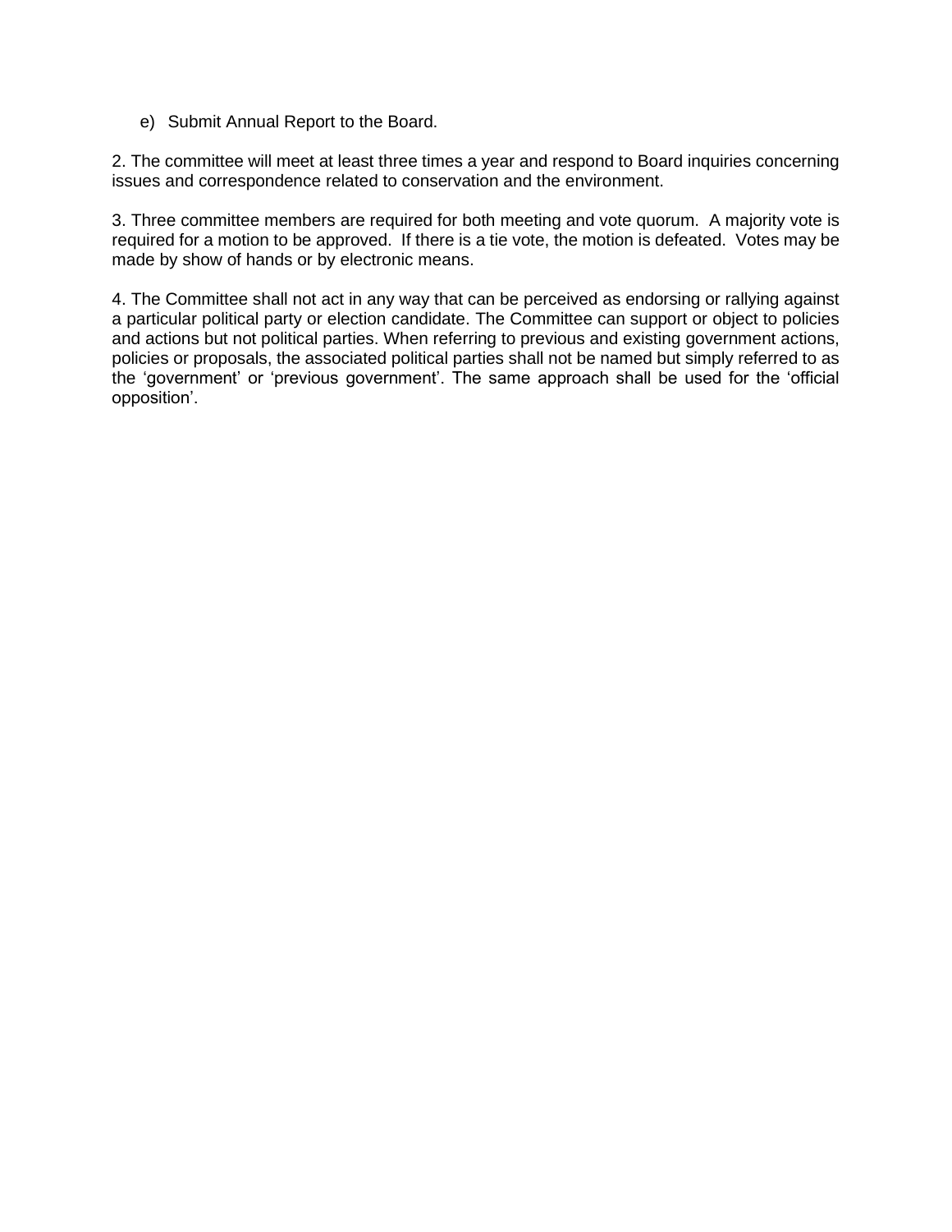e) Submit Annual Report to the Board.

2. The committee will meet at least three times a year and respond to Board inquiries concerning issues and correspondence related to conservation and the environment.

3. Three committee members are required for both meeting and vote quorum. A majority vote is required for a motion to be approved. If there is a tie vote, the motion is defeated. Votes may be made by show of hands or by electronic means.

4. The Committee shall not act in any way that can be perceived as endorsing or rallying against a particular political party or election candidate. The Committee can support or object to policies and actions but not political parties. When referring to previous and existing government actions, policies or proposals, the associated political parties shall not be named but simply referred to as the 'government' or 'previous government'. The same approach shall be used for the 'official opposition'.